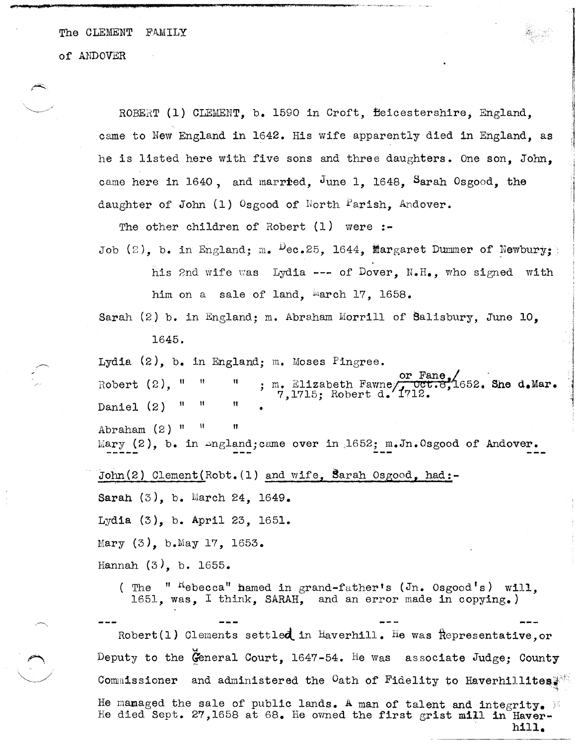The CLEMENT FAMILY

of ANDOVER

ROBERT (1) CLEMENT, b. 1590 in Croft, Leicestershire, England, came to New England in 1642. His wife apparently died in England, as he is listed here with five sons and three daughters. One son, John, came here in 1640, and married, June 1, 1648, Sarah Osgood, the daughter of John (1) Osgood of North Parish, Andover.

The other children of Robert (1) were :-

Job (2), b. in England; m. Dec.25, 1644, Margaret Dummer of Newbury; his 2nd wife was Lydia --- of Dover, N.H., who signed with him on a sale of land, March 17, 1658.

Sarah (2) b. in England; m. Abraham Morrill of Salisbury, June 10, 1645.

Lydia (2), b. in England; m. Moses Pingree.

Robert (2), " " " ; m. Elizabeth Fawne, or Fane, ~~Oct.8,~~ 1652. She d. Mar. 7,1715; Robert d. 1712.

Daniel (2) " " " .

Abraham (2) " " "

Mary (2), b. in England; came over in 1652; m. Jn. Osgood of Andover.

---

John(2) Clement(Robt.(1) and wife, Sarah Osgood, had:-

Sarah (3), b. March 24, 1649.

Lydia (3), b. April 23, 1651.

Mary (3), b. May 17, 1653.

Hannah (3), b. 1655.

( The "Rebecca" named in grand-father's (Jn. Osgood's) will, 1651, was, I think, SARAH, and an error made in copying.)

---

Robert(1) Clements settled in Haverhill. He was Representative, or Deputy to the General Court, 1647-54. He was associate Judge; County Commissioner and administered the Oath of Fidelity to Haverhillites. He managed the sale of public lands. A man of talent and integrity. He died Sept. 27,1658 at 68. He owned the first grist mill in Haverhill.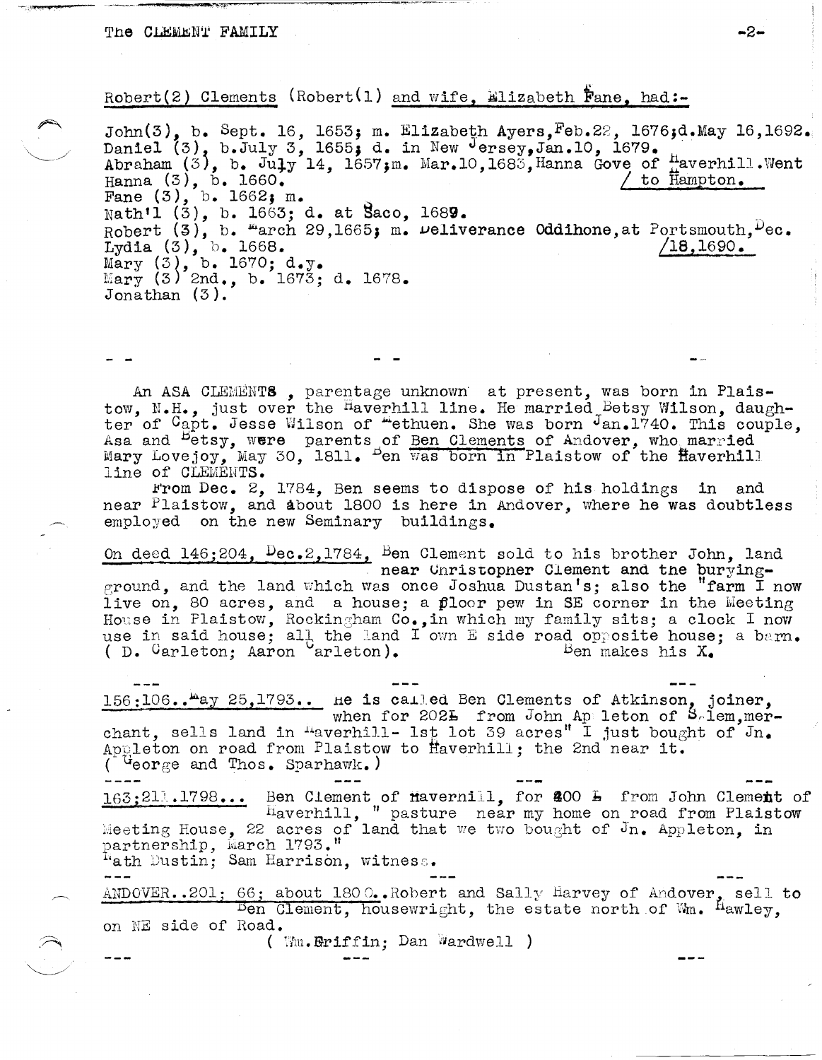Robert(2) Clements (Robert(1) and wife, Elizabeth Fane, had:-

John(3), b. Sept. 16, 1653; m. Elizabeth Ayers, Feb.22, 1676; d. May 16, 1692.
Daniel (3), b. July 3, 1655; d. in New Jersey, Jan.10, 1679.
Abraham (3), b. July 14, 1657; m. Mar.10, 1683, Hanna Gove of Haverhill. Went to Hampton.
Hanna (3), b. 1660.
Fane (3), b. 1662; m.
Nath'l (3), b. 1663; d. at Saco, 1689.
Robert (3), b. March 29, 1665; m. Deliverance Oddihone, at Portsmouth, Dec. 18, 1690.
Lydia (3), b. 1668.
Mary (3), b. 1670; d.y.
Mary (3) 2nd., b. 1673; d. 1678.
Jonathan (3).

\- - - - - -

An ASA CLEMENTS , parentage unknown at present, was born in Plaistow, N.H., just over the Haverhill line. He married Betsy Wilson, daughter of Capt. Jesse Wilson of Methuen. She was born Jan.1740. This couple, Asa and Betsy, were parents of Ben Clements of Andover, who married Mary Lovejoy, May 30, 1811. Ben was born in Plaistow of the Haverhill line of CLEMENTS.

From Dec. 2, 1784, Ben seems to dispose of his holdings in and near Plaistow, and about 1800 is here in Andover, where he was doubtless employed on the new Seminary buildings.

On deed 146;204, Dec.2,1784, Ben Clement sold to his brother John, land near Christopher Clement and the burying-ground, and the land which was once Joshua Dustan's; also the "farm I now live on, 80 acres, and a house; a floor pew in SE corner in the Meeting House in Plaistow, Rockingham Co., in which my family sits; a clock I now use in said house; all the land I own E side road opposite house; a barn. ( D. Carleton; Aaron Carleton). Ben makes his X.

\--- --- ---

156:106..May 25,1793.. He is called Ben Clements of Atkinson, joiner, when for 202£ from John Ap leton of Salem, merchant, sells land in Haverhill- 1st lot 39 acres" I just bought of Jn. Appleton on road from Plaistow to Haverhill; the 2nd near it. ( George and Thos. Sparhawk.)

\---- --- --- ---

163;211.1798... Ben Clement of Haverhill, for 200 £ from John Clement of Haverhill, " pasture near my home on road from Plaistow Meeting House, 22 acres of land that we two bought of Jn. Appleton, in partnership, March 1793."
Nath Dustin; Sam Harrison, witness.

\--- --- ---

ANDOVER..201; 66; about 1800..Robert and Sally Harvey of Andover, sell to Ben Clement, housewright, the estate north of Wm. Hawley, on NE side of Road.
( Wm.Griffin; Dan Wardwell )

\--- --- ---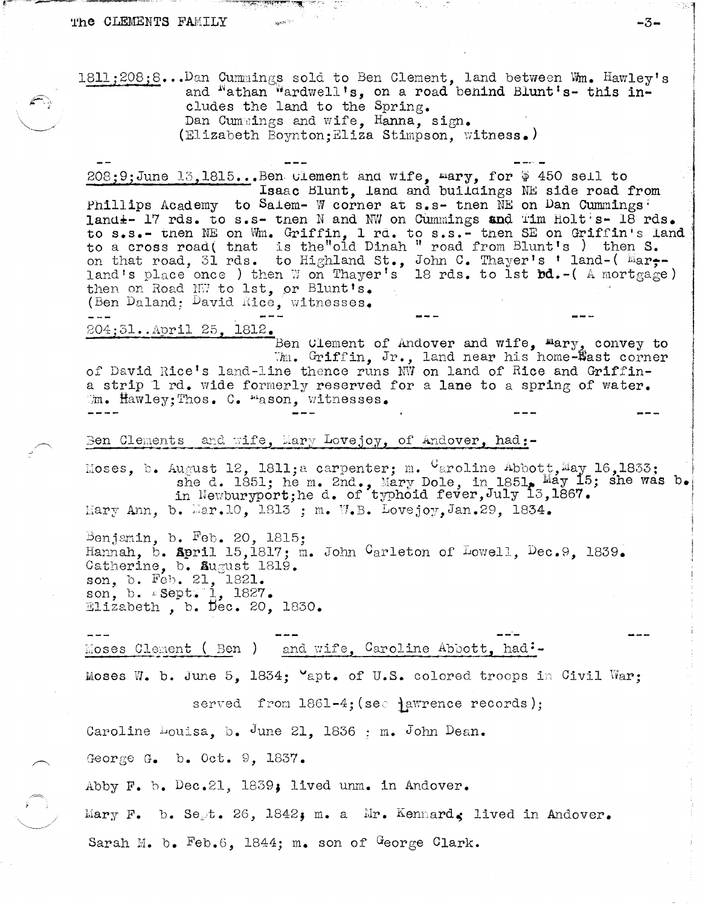1811;208;8...Dan Cummings sold to Ben Clement, land between Wm. Hawley's and Nathan Wardwell's, on a road behind Blunt's- this includes the land to the Spring.
Dan Cummings and wife, Hanna, sign.
(Elizabeth Boynton;Eliza Stimpson, witness.)

--- --- ---

208;9;June 13,1815...Ben Clement and wife, Mary, for $ 450 sell to Isaac Blunt, land and buildings NE side road from Phillips Academy to Salem- W corner at s.s- then NE on Dan Cummings' land- 17 rds. to s.s- then N and NW on Cummings and Tim Holt's- 18 rds. to s.s.- then NE on Wm. Griffin, 1 rd. to s.s.- then SE on Griffin's land to a cross road( that is the"old Dinah " road from Blunt's ) then S. on that road, 31 rds. to Highland St., John C. Thayer's ' land-( Marland's place once ) then W on Thayer's 18 rds. to 1st bd.-( A mortgage) then on Road NW to 1st, or Blunt's.
(Ben Daland; David Rice, witnesses.

--- --- --- ---

204;31..April 25, 1812.
Ben Clement of Andover and wife, Mary, convey to Wm. Griffin, Jr., land near his home-East corner of David Rice's land-line thence runs NW on land of Rice and Griffin-a strip 1 rd. wide formerly reserved for a lane to a spring of water.
Wm. Hawley;Thos. C. Mason, witnesses.

--- --- --- ---

Ben Clements and wife, Mary Lovejoy, of Andover, had:-

Moses, b. August 12, 1811;a carpenter; m. Caroline Abbott,May 16,1833; she d. 1851; he m. 2nd., Mary Dole, in 1851, May 15; she was b. in Newburyport;he d. of typhoid fever,July 13,1867.
Mary Ann, b. Mar.10, 1813 ; m. W.B. Lovejoy,Jan.29, 1834.

Benjamin, b. Feb. 20, 1815;
Hannah, b. April 15,1817; m. John Carleton of Lowell, Dec.9, 1839.
Catherine, b. August 1819.
son, b. Feb. 21, 1821.
son, b. Sept. 1, 1827.
Elizabeth , b. Dec. 20, 1830.

--- --- --- ---

Moses Clement ( Ben ) and wife, Caroline Abbott, had:-

Moses W. b. June 5, 1834; Capt. of U.S. colored troops in Civil War; served from 1861-4;(see Lawrence records);

Caroline Louisa, b. June 21, 1836 ; m. John Dean.

George G. b. Oct. 9, 1837.

Abby F. b. Dec.21, 1839; lived unm. in Andover.

Mary F. b. Sept. 26, 1842; m. a Mr. Kennard, lived in Andover.

Sarah M. b. Feb.6, 1844; m. son of George Clark.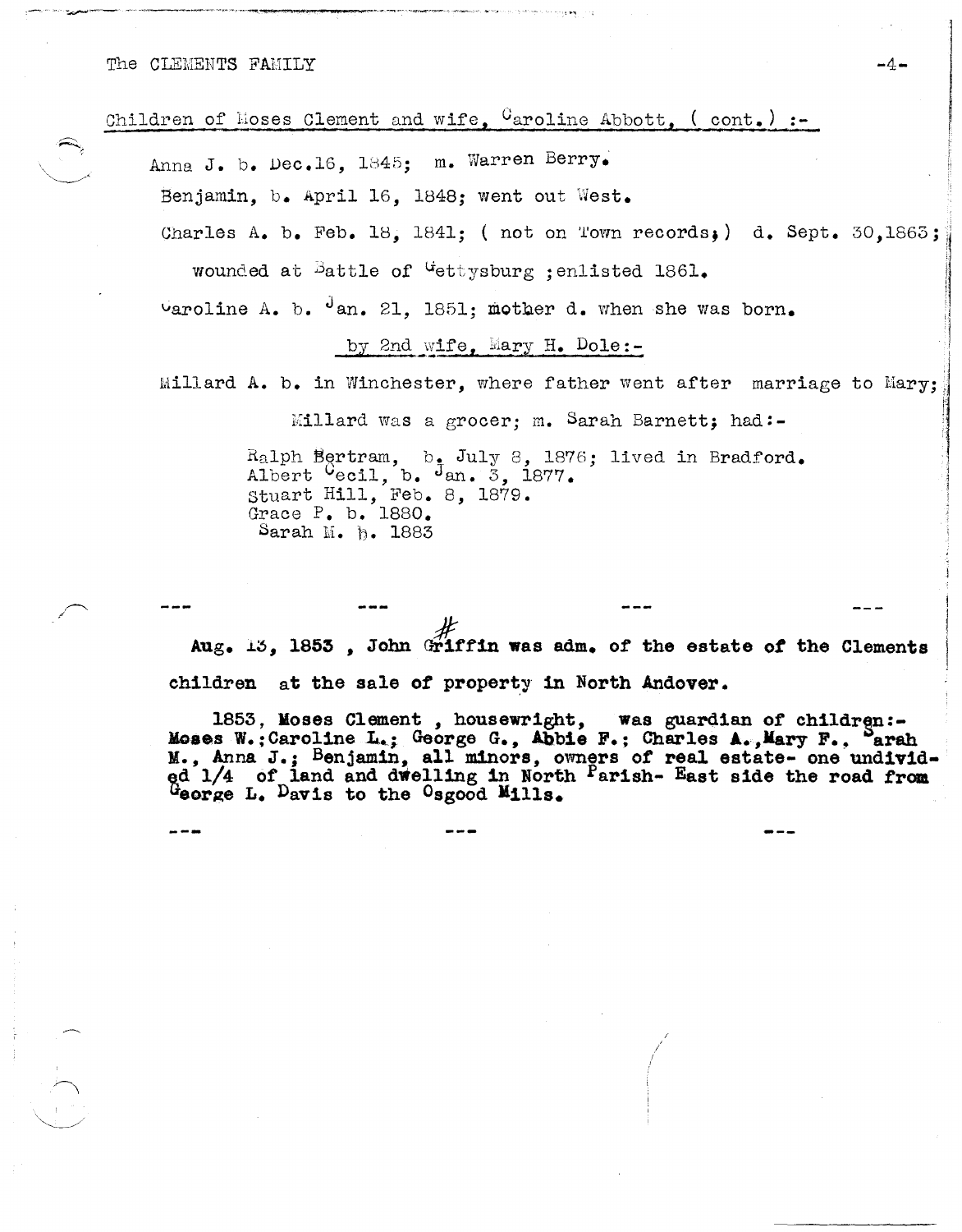Children of Moses Clement and wife, Caroline Abbott, ( cont.) :-

Anna J. b. Dec.16, 1845; m. Warren Berry.

Benjamin, b. April 16, 1848; went out West.

Charles A. b. Feb. 18, 1841; ( not on Town records;) d. Sept. 30,1863; wounded at Battle of Gettysburg ;enlisted 1861.

Caroline A. b. Jan. 21, 1851; mother d. when she was born.

by 2nd wife, Mary H. Dole:-

Millard A. b. in Winchester, where father went after marriage to Mary;

Millard was a grocer; m. Sarah Barnett; had:-

Ralph Bertram, b. July 8, 1876; lived in Bradford.
Albert Cecil, b. Jan. 3, 1877.
Stuart Hill, Feb. 8, 1879.
Grace P. b. 1880.
Sarah M. b. 1883

--- --- --- ---

**Aug. 13, 1853 , John Griffin was adm. of the estate of the Clements children at the sale of property in North Andover.**

**1853, Moses Clement , housewright, was guardian of children:- Moses W.;Caroline L.; George G., Abbie F.; Charles A.,Mary F., Sarah M., Anna J.; Benjamin, all minors, owners of real estate- one undivided 1/4 of land and dwelling in North Parish- East side the road from George L. Davis to the Osgood Mills.**

--- --- ---